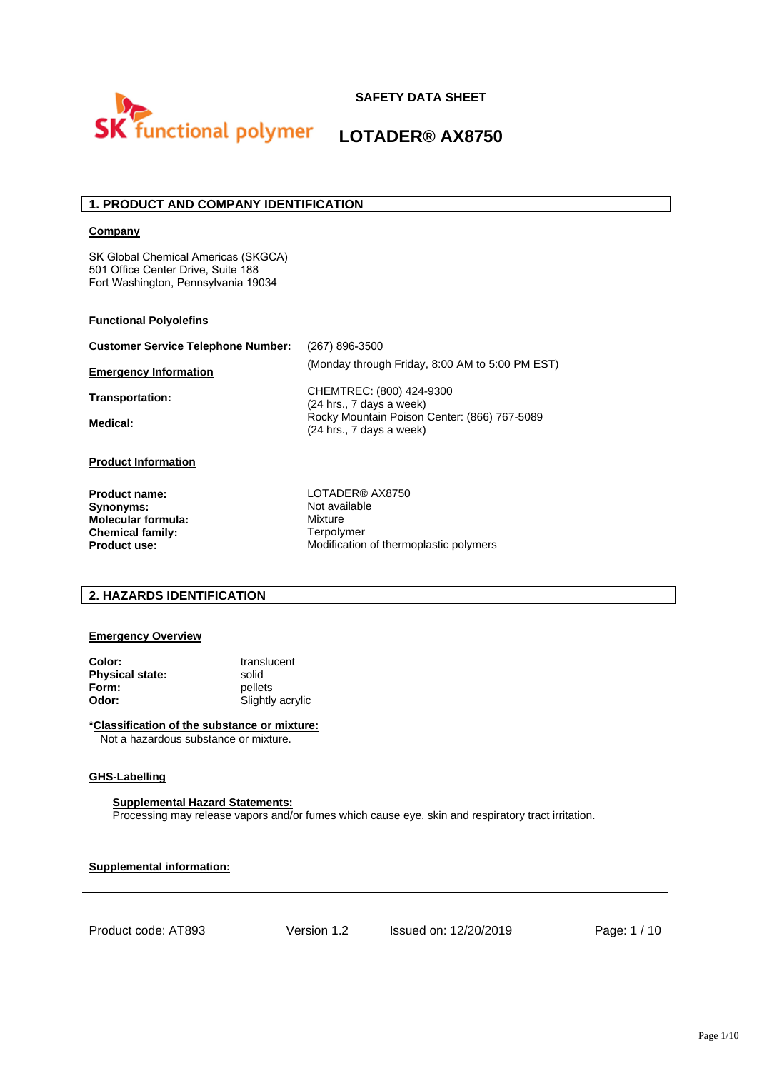SK functional polymer

**SAFETY DATA SHEET**

# LOTADER® AX8750

## 1. PRODUCT AND COMPANY IDENTIFICATION

**Company**

SK Global Chemical Americas (SKGCA)
501 Office Center Drive, Suite 188
Fort Washington, Pennsylvania 19034

**Functional Polyolefins**

| | |
|---|---|
| **Customer Service Telephone Number:** | (267) 896-3500 |
| **Emergency Information** | (Monday through Friday, 8:00 AM to 5:00 PM EST) |
| **Transportation:** | CHEMTREC: (800) 424-9300<br>(24 hrs., 7 days a week) |
| **Medical:** | Rocky Mountain Poison Center: (866) 767-5089<br>(24 hrs., 7 days a week) |

**Product Information**

| | |
|---|---|
| **Product name:** | LOTADER® AX8750 |
| **Synonyms:** | Not available |
| **Molecular formula:** | Mixture |
| **Chemical family:** | Terpolymer |
| **Product use:** | Modification of thermoplastic polymers |

## 2. HAZARDS IDENTIFICATION

**Emergency Overview**

| | |
|---|---|
| **Color:** | translucent |
| **Physical state:** | solid |
| **Form:** | pellets |
| **Odor:** | Slightly acrylic |

***Classification of the substance or mixture:**
Not a hazardous substance or mixture.

**GHS-Labelling**

**Supplemental Hazard Statements:**
Processing may release vapors and/or fumes which cause eye, skin and respiratory tract irritation.

**Supplemental information:**

Product code: AT893 | Version 1.2 | Issued on: 12/20/2019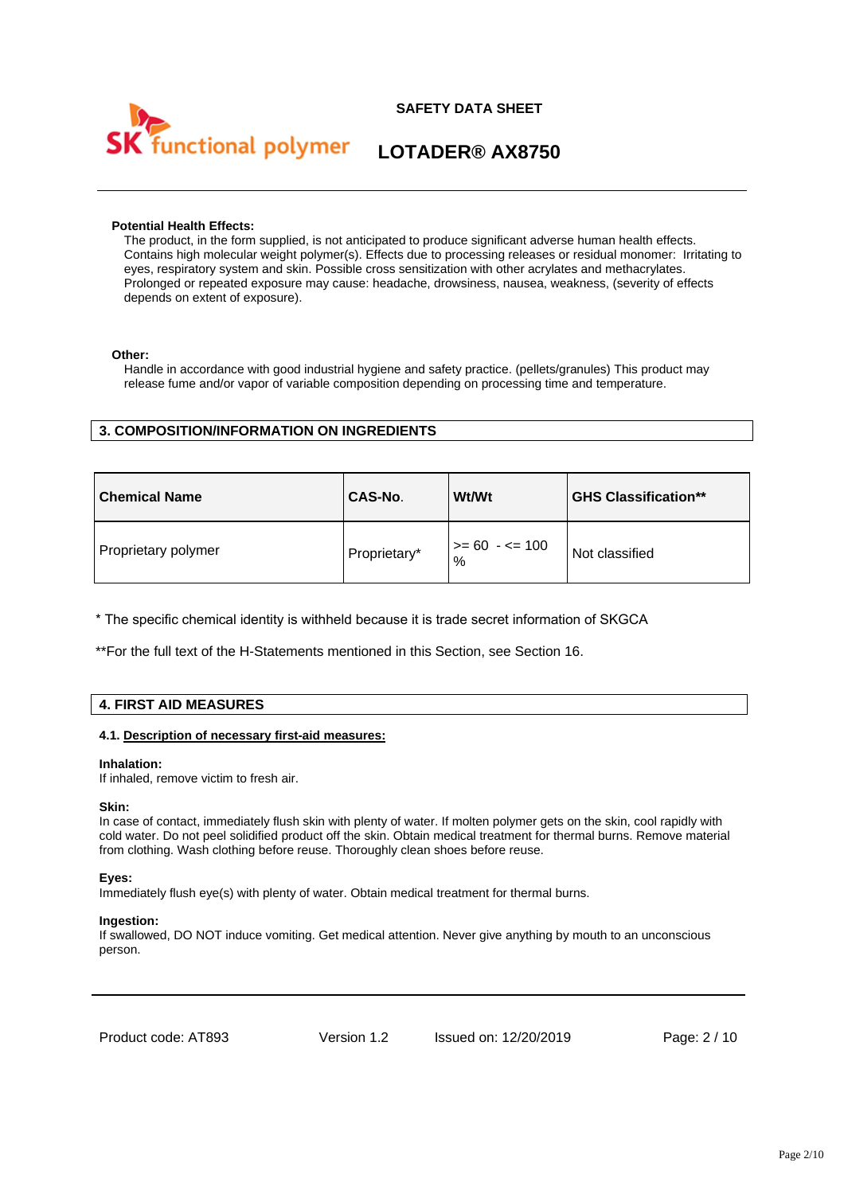**Potential Health Effects:**

The product, in the form supplied, is not anticipated to produce significant adverse human health effects. Contains high molecular weight polymer(s). Effects due to processing releases or residual monomer: Irritating to eyes, respiratory system and skin. Possible cross sensitization with other acrylates and methacrylates. Prolonged or repeated exposure may cause: headache, drowsiness, nausea, weakness, (severity of effects depends on extent of exposure).

**Other:**

Handle in accordance with good industrial hygiene and safety practice. (pellets/granules) This product may release fume and/or vapor of variable composition depending on processing time and temperature.

## 3. COMPOSITION/INFORMATION ON INGREDIENTS

| Chemical Name | CAS-No. | Wt/Wt | GHS Classification** |
|---|---|---|---|
| Proprietary polymer | Proprietary* | >= 60 - <= 100 % | Not classified |

* The specific chemical identity is withheld because it is trade secret information of SKGCA

**For the full text of the H-Statements mentioned in this Section, see Section 16.

## 4. FIRST AID MEASURES

### 4.1. Description of necessary first-aid measures:

**Inhalation:**
If inhaled, remove victim to fresh air.

**Skin:**
In case of contact, immediately flush skin with plenty of water. If molten polymer gets on the skin, cool rapidly with cold water. Do not peel solidified product off the skin. Obtain medical treatment for thermal burns. Remove material from clothing. Wash clothing before reuse. Thoroughly clean shoes before reuse.

**Eyes:**
Immediately flush eye(s) with plenty of water. Obtain medical treatment for thermal burns.

**Ingestion:**
If swallowed, DO NOT induce vomiting. Get medical attention. Never give anything by mouth to an unconscious person.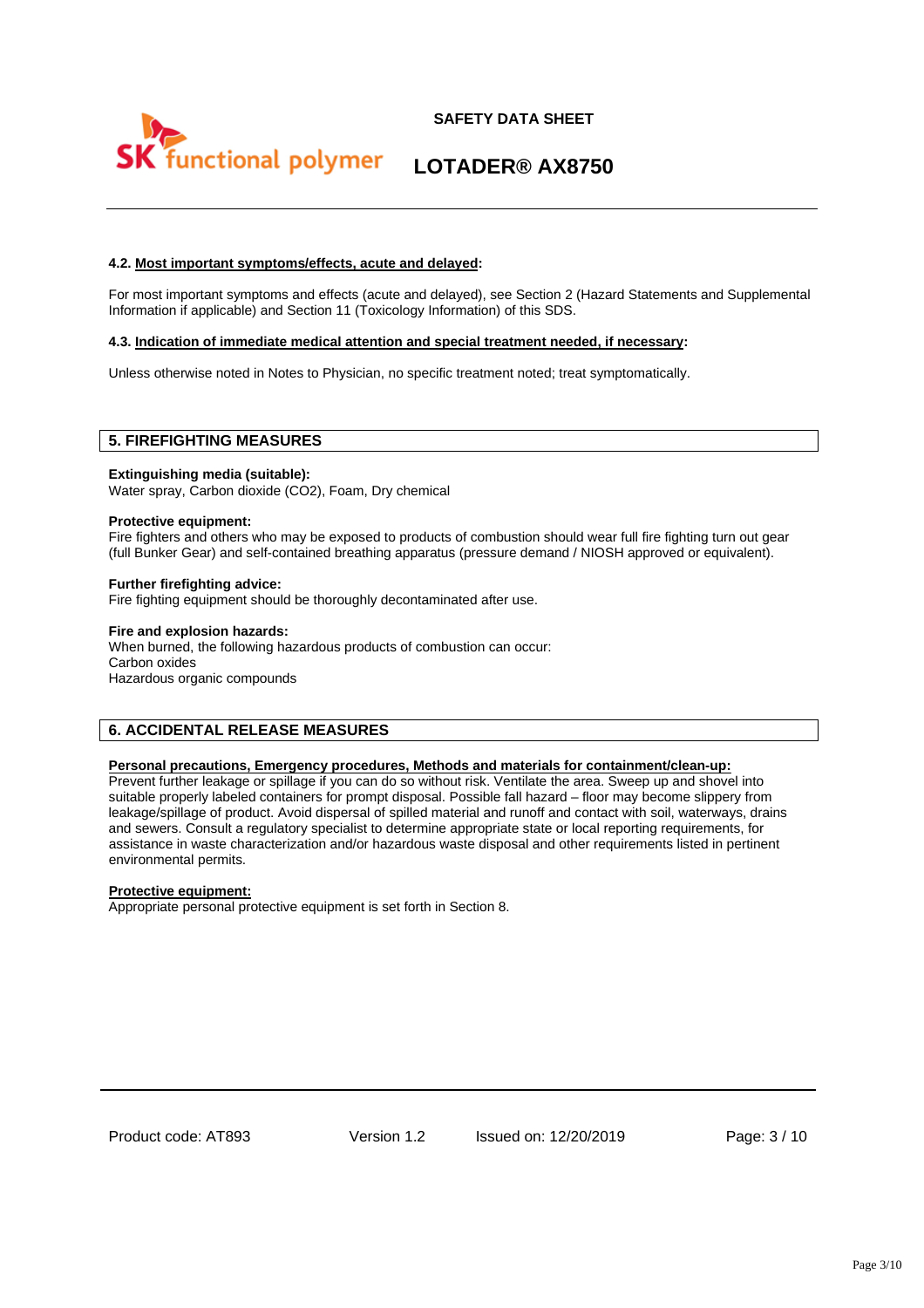#### 4.2. Most important symptoms/effects, acute and delayed:

For most important symptoms and effects (acute and delayed), see Section 2 (Hazard Statements and Supplemental Information if applicable) and Section 11 (Toxicology Information) of this SDS.

#### 4.3. Indication of immediate medical attention and special treatment needed, if necessary:

Unless otherwise noted in Notes to Physician, no specific treatment noted; treat symptomatically.

## 5. FIREFIGHTING MEASURES

**Extinguishing media (suitable):**
Water spray, Carbon dioxide ($CO_2$), Foam, Dry chemical

**Protective equipment:**
Fire fighters and others who may be exposed to products of combustion should wear full fire fighting turn out gear (full Bunker Gear) and self-contained breathing apparatus (pressure demand / NIOSH approved or equivalent).

**Further firefighting advice:**
Fire fighting equipment should be thoroughly decontaminated after use.

**Fire and explosion hazards:**
When burned, the following hazardous products of combustion can occur:
Carbon oxides
Hazardous organic compounds

## 6. ACCIDENTAL RELEASE MEASURES

**Personal precautions, Emergency procedures, Methods and materials for containment/clean-up:**
Prevent further leakage or spillage if you can do so without risk. Ventilate the area. Sweep up and shovel into suitable properly labeled containers for prompt disposal. Possible fall hazard – floor may become slippery from leakage/spillage of product. Avoid dispersal of spilled material and runoff and contact with soil, waterways, drains and sewers. Consult a regulatory specialist to determine appropriate state or local reporting requirements, for assistance in waste characterization and/or hazardous waste disposal and other requirements listed in pertinent environmental permits.

**Protective equipment:**
Appropriate personal protective equipment is set forth in Section 8.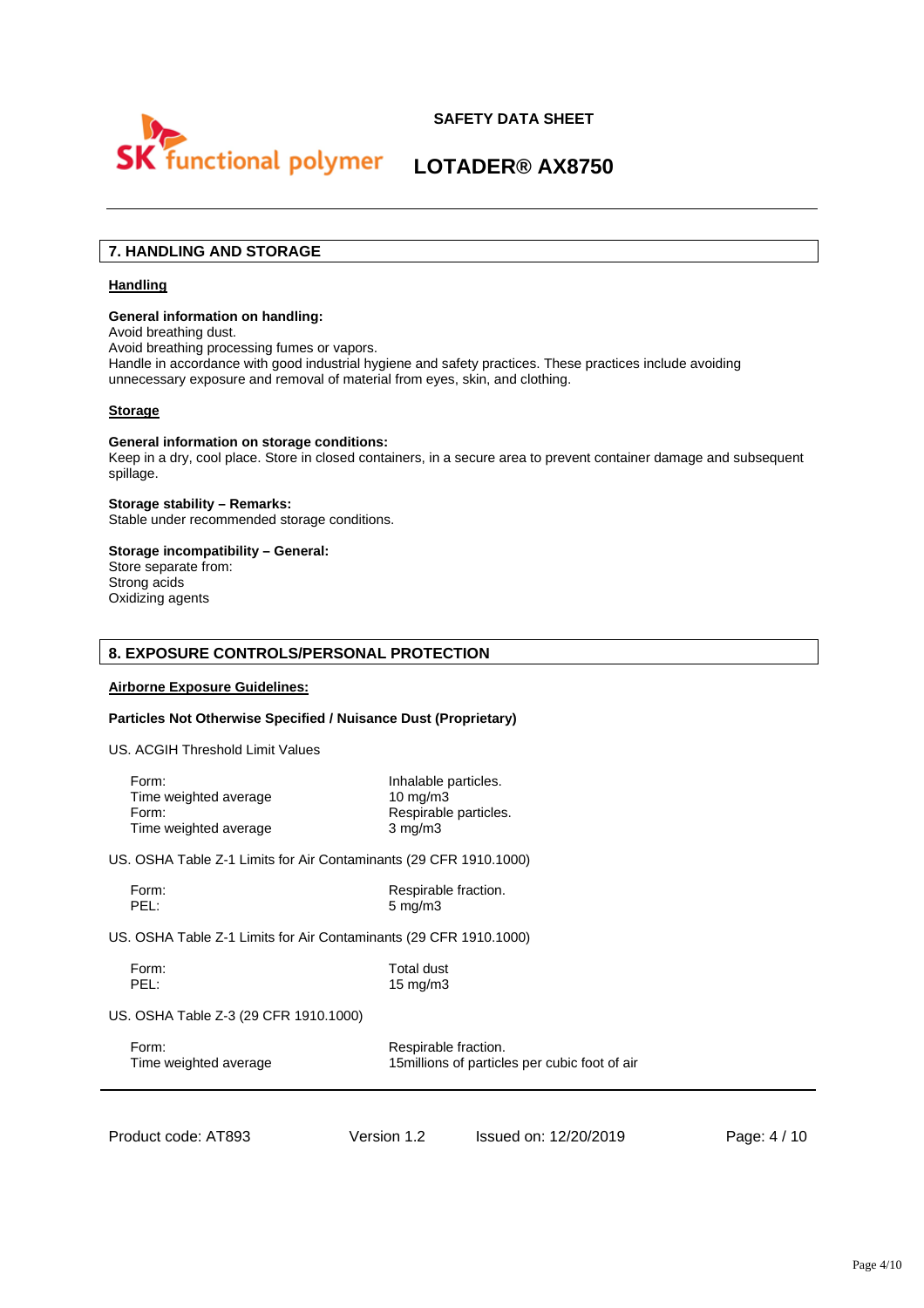## 7. HANDLING AND STORAGE

### Handling

**General information on handling:**
Avoid breathing dust.
Avoid breathing processing fumes or vapors.
Handle in accordance with good industrial hygiene and safety practices. These practices include avoiding unnecessary exposure and removal of material from eyes, skin, and clothing.

### Storage

**General information on storage conditions:**
Keep in a dry, cool place. Store in closed containers, in a secure area to prevent container damage and subsequent spillage.

**Storage stability – Remarks:**
Stable under recommended storage conditions.

**Storage incompatibility – General:**
Store separate from:
Strong acids
Oxidizing agents

## 8. EXPOSURE CONTROLS/PERSONAL PROTECTION

### Airborne Exposure Guidelines:

**Particles Not Otherwise Specified / Nuisance Dust (Proprietary)**

US. ACGIH Threshold Limit Values

| | |
|---|---|
| Form: | Inhalable particles. |
| Time weighted average | 10 mg/m3 |
| Form: | Respirable particles. |
| Time weighted average | 3 mg/m3 |

US. OSHA Table Z-1 Limits for Air Contaminants (29 CFR 1910.1000)

| | |
|---|---|
| Form: | Respirable fraction. |
| PEL: | 5 mg/m3 |

US. OSHA Table Z-1 Limits for Air Contaminants (29 CFR 1910.1000)

| | |
|---|---|
| Form: | Total dust |
| PEL: | 15 mg/m3 |

US. OSHA Table Z-3 (29 CFR 1910.1000)

| | |
|---|---|
| Form: | Respirable fraction. |
| Time weighted average | 15millions of particles per cubic foot of air |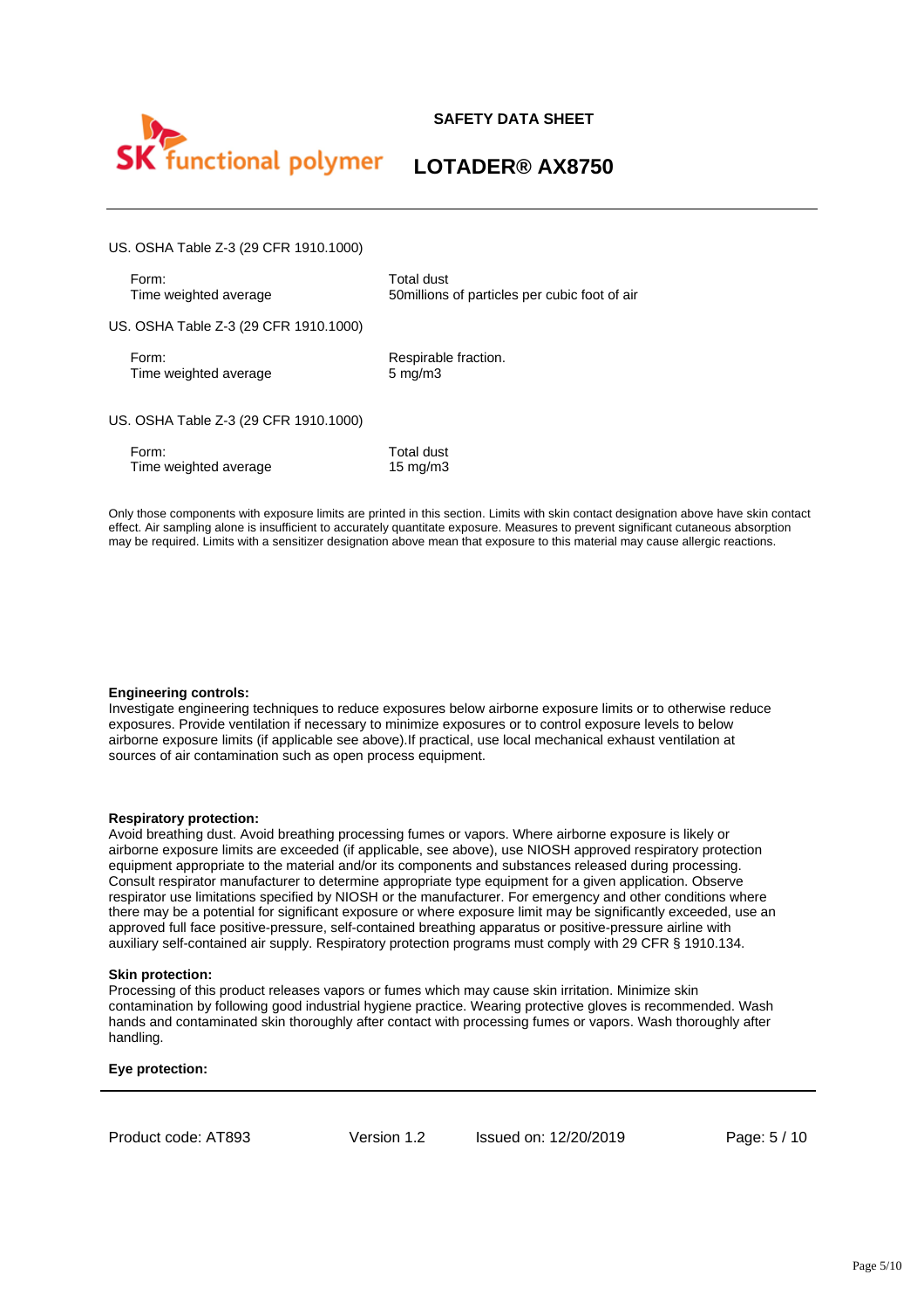US. OSHA Table Z-3 (29 CFR 1910.1000)

| | |
|---|---|
| Form: | Total dust |
| Time weighted average | 50millions of particles per cubic foot of air |

US. OSHA Table Z-3 (29 CFR 1910.1000)

| | |
|---|---|
| Form: | Respirable fraction. |
| Time weighted average | 5 mg/m3 |

US. OSHA Table Z-3 (29 CFR 1910.1000)

| | |
|---|---|
| Form: | Total dust |
| Time weighted average | 15 mg/m3 |

Only those components with exposure limits are printed in this section. Limits with skin contact designation above have skin contact effect. Air sampling alone is insufficient to accurately quantitate exposure. Measures to prevent significant cutaneous absorption may be required. Limits with a sensitizer designation above mean that exposure to this material may cause allergic reactions.

**Engineering controls:**
Investigate engineering techniques to reduce exposures below airborne exposure limits or to otherwise reduce exposures. Provide ventilation if necessary to minimize exposures or to control exposure levels to below airborne exposure limits (if applicable see above).If practical, use local mechanical exhaust ventilation at sources of air contamination such as open process equipment.

**Respiratory protection:**
Avoid breathing dust. Avoid breathing processing fumes or vapors. Where airborne exposure is likely or airborne exposure limits are exceeded (if applicable, see above), use NIOSH approved respiratory protection equipment appropriate to the material and/or its components and substances released during processing. Consult respirator manufacturer to determine appropriate type equipment for a given application. Observe respirator use limitations specified by NIOSH or the manufacturer. For emergency and other conditions where there may be a potential for significant exposure or where exposure limit may be significantly exceeded, use an approved full face positive-pressure, self-contained breathing apparatus or positive-pressure airline with auxiliary self-contained air supply. Respiratory protection programs must comply with 29 CFR § 1910.134.

**Skin protection:**
Processing of this product releases vapors or fumes which may cause skin irritation. Minimize skin contamination by following good industrial hygiene practice. Wearing protective gloves is recommended. Wash hands and contaminated skin thoroughly after contact with processing fumes or vapors. Wash thoroughly after handling.

**Eye protection:**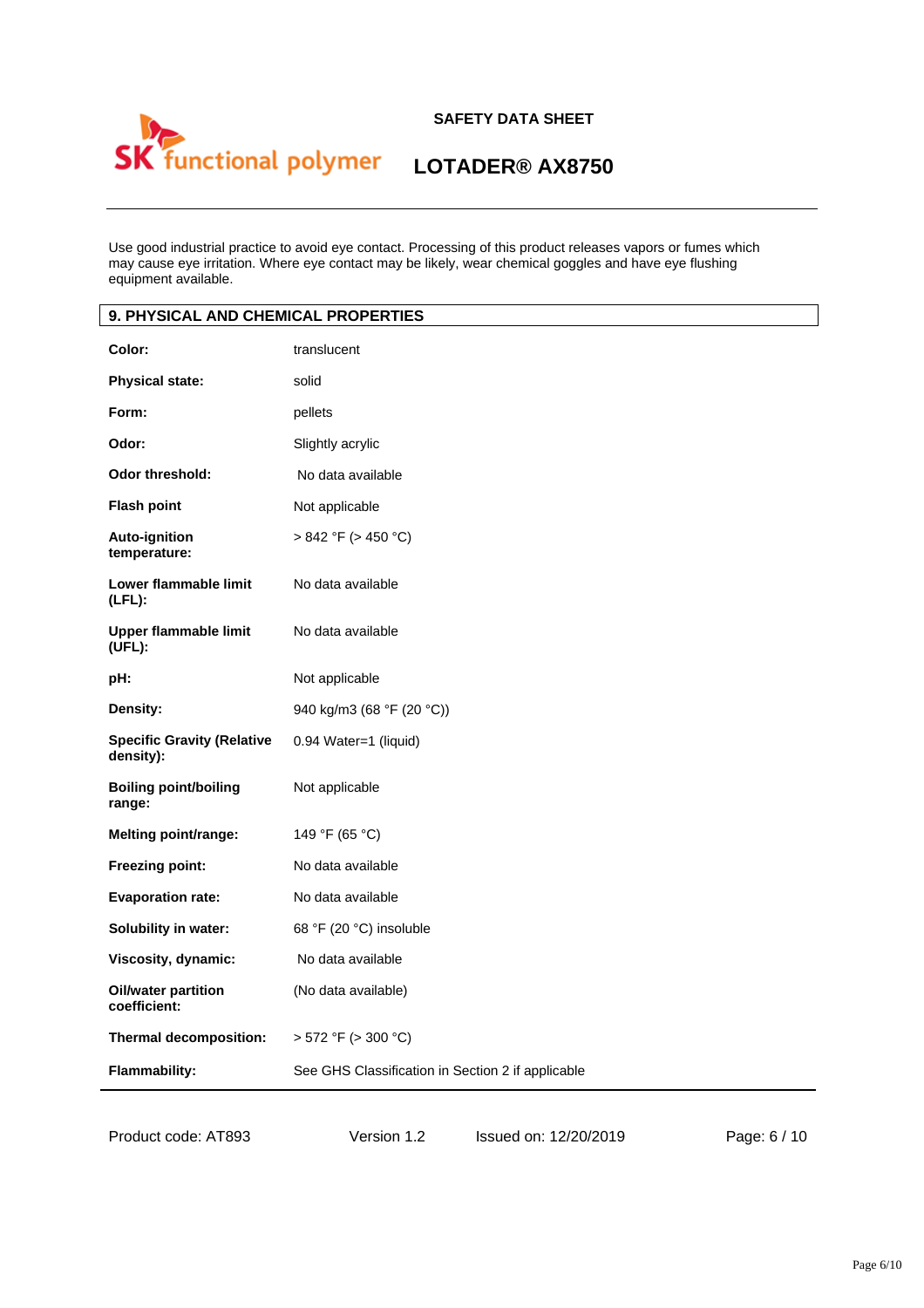Use good industrial practice to avoid eye contact. Processing of this product releases vapors or fumes which may cause eye irritation. Where eye contact may be likely, wear chemical goggles and have eye flushing equipment available.

## 9. PHYSICAL AND CHEMICAL PROPERTIES

| | |
|---|---|
| **Color:** | translucent |
| **Physical state:** | solid |
| **Form:** | pellets |
| **Odor:** | Slightly acrylic |
| **Odor threshold:** | No data available |
| **Flash point** | Not applicable |
| **Auto-ignition temperature:** | > 842 °F (> 450 °C) |
| **Lower flammable limit (LFL):** | No data available |
| **Upper flammable limit (UFL):** | No data available |
| **pH:** | Not applicable |
| **Density:** | 940 kg/m3 (68 °F (20 °C)) |
| **Specific Gravity (Relative density):** | 0.94 Water=1 (liquid) |
| **Boiling point/boiling range:** | Not applicable |
| **Melting point/range:** | 149 °F (65 °C) |
| **Freezing point:** | No data available |
| **Evaporation rate:** | No data available |
| **Solubility in water:** | 68 °F (20 °C) insoluble |
| **Viscosity, dynamic:** | No data available |
| **Oil/water partition coefficient:** | (No data available) |
| **Thermal decomposition:** | > 572 °F (> 300 °C) |
| **Flammability:** | See GHS Classification in Section 2 if applicable |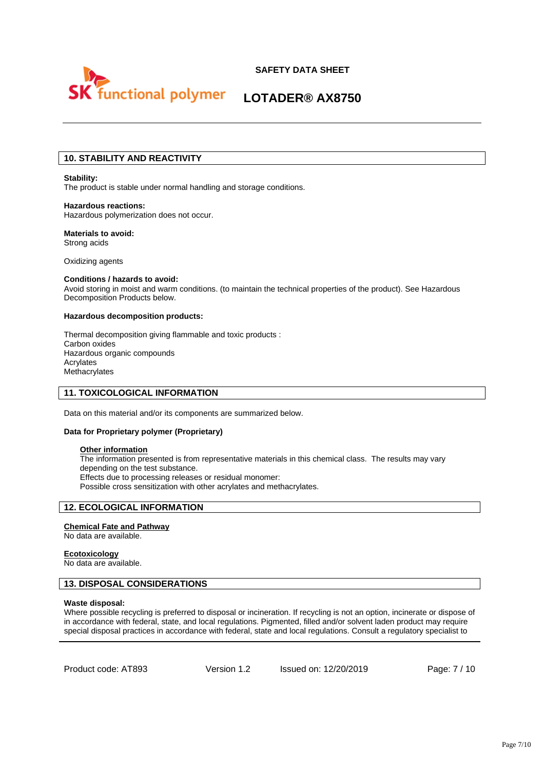## 10. STABILITY AND REACTIVITY

**Stability:**
The product is stable under normal handling and storage conditions.

**Hazardous reactions:**
Hazardous polymerization does not occur.

**Materials to avoid:**
Strong acids

Oxidizing agents

**Conditions / hazards to avoid:**
Avoid storing in moist and warm conditions. (to maintain the technical properties of the product). See Hazardous Decomposition Products below.

**Hazardous decomposition products:**

Thermal decomposition giving flammable and toxic products :
Carbon oxides
Hazardous organic compounds
Acrylates
Methacrylates

## 11. TOXICOLOGICAL INFORMATION

Data on this material and/or its components are summarized below.

**Data for Proprietary polymer (Proprietary)**

**Other information**
The information presented is from representative materials in this chemical class. The results may vary depending on the test substance.
Effects due to processing releases or residual monomer:
Possible cross sensitization with other acrylates and methacrylates.

## 12. ECOLOGICAL INFORMATION

**Chemical Fate and Pathway**
No data are available.

**Ecotoxicology**
No data are available.

## 13. DISPOSAL CONSIDERATIONS

**Waste disposal:**
Where possible recycling is preferred to disposal or incineration. If recycling is not an option, incinerate or dispose of in accordance with federal, state, and local regulations. Pigmented, filled and/or solvent laden product may require special disposal practices in accordance with federal, state and local regulations. Consult a regulatory specialist to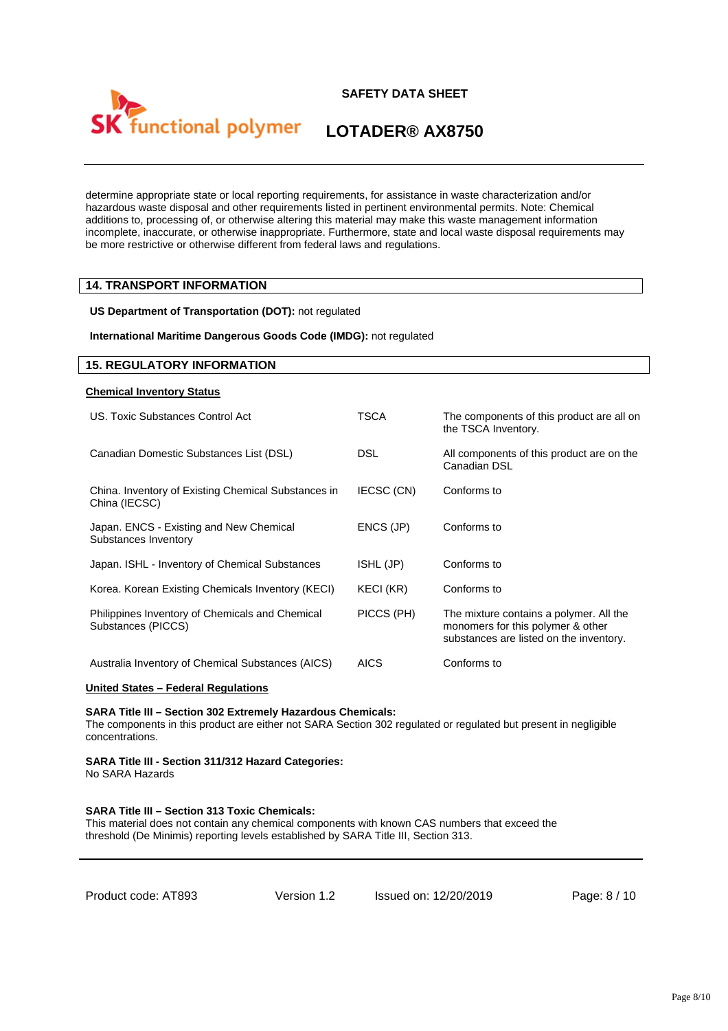determine appropriate state or local reporting requirements, for assistance in waste characterization and/or hazardous waste disposal and other requirements listed in pertinent environmental permits. Note: Chemical additions to, processing of, or otherwise altering this material may make this waste management information incomplete, inaccurate, or otherwise inappropriate. Furthermore, state and local waste disposal requirements may be more restrictive or otherwise different from federal laws and regulations.

## 14. TRANSPORT INFORMATION

**US Department of Transportation (DOT):** not regulated

**International Maritime Dangerous Goods Code (IMDG):** not regulated

## 15. REGULATORY INFORMATION

**Chemical Inventory Status**

| | | |
|---|---|---|
| US. Toxic Substances Control Act | TSCA | The components of this product are all on the TSCA Inventory. |
| Canadian Domestic Substances List (DSL) | DSL | All components of this product are on the Canadian DSL |
| China. Inventory of Existing Chemical Substances in China (IECSC) | IECSC (CN) | Conforms to |
| Japan. ENCS - Existing and New Chemical Substances Inventory | ENCS (JP) | Conforms to |
| Japan. ISHL - Inventory of Chemical Substances | ISHL (JP) | Conforms to |
| Korea. Korean Existing Chemicals Inventory (KECI) | KECI (KR) | Conforms to |
| Philippines Inventory of Chemicals and Chemical Substances (PICCS) | PICCS (PH) | The mixture contains a polymer. All the monomers for this polymer & other substances are listed on the inventory. |
| Australia Inventory of Chemical Substances (AICS) | AICS | Conforms to |

**United States – Federal Regulations**

**SARA Title III – Section 302 Extremely Hazardous Chemicals:**
The components in this product are either not SARA Section 302 regulated or regulated but present in negligible concentrations.

**SARA Title III - Section 311/312 Hazard Categories:**
No SARA Hazards

**SARA Title III – Section 313 Toxic Chemicals:**
This material does not contain any chemical components with known CAS numbers that exceed the threshold (De Minimis) reporting levels established by SARA Title III, Section 313.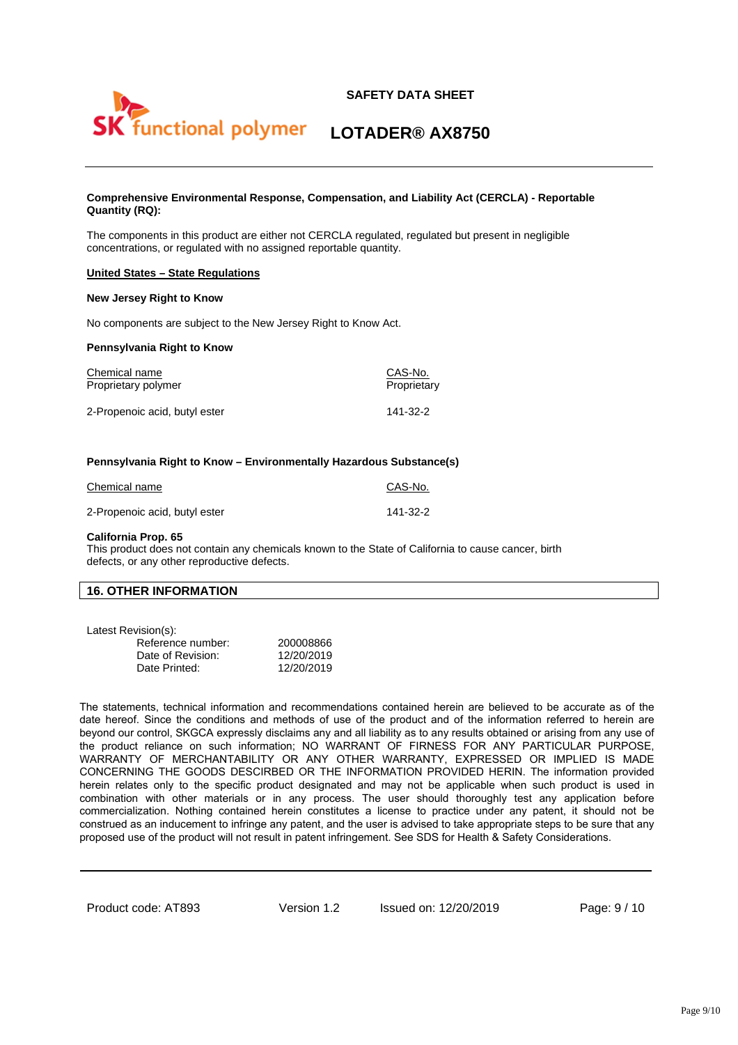**Comprehensive Environmental Response, Compensation, and Liability Act (CERCLA) - Reportable Quantity (RQ):**

The components in this product are either not CERCLA regulated, regulated but present in negligible concentrations, or regulated with no assigned reportable quantity.

**United States – State Regulations**

**New Jersey Right to Know**

No components are subject to the New Jersey Right to Know Act.

**Pennsylvania Right to Know**

| Chemical name | CAS-No. |
|---|---|
| Proprietary polymer | Proprietary |
| 2-Propenoic acid, butyl ester | 141-32-2 |

**Pennsylvania Right to Know – Environmentally Hazardous Substance(s)**

| Chemical name | CAS-No. |
|---|---|
| 2-Propenoic acid, butyl ester | 141-32-2 |

**California Prop. 65**

This product does not contain any chemicals known to the State of California to cause cancer, birth defects, or any other reproductive defects.

## 16. OTHER INFORMATION

Latest Revision(s):

| | |
|---|---|
| Reference number: | 200008866 |
| Date of Revision: | 12/20/2019 |
| Date Printed: | 12/20/2019 |

The statements, technical information and recommendations contained herein are believed to be accurate as of the date hereof. Since the conditions and methods of use of the product and of the information referred to herein are beyond our control, SKGCA expressly disclaims any and all liability as to any results obtained or arising from any use of the product reliance on such information; NO WARRANT OF FIRNESS FOR ANY PARTICULAR PURPOSE, WARRANTY OF MERCHANTABILITY OR ANY OTHER WARRANTY, EXPRESSED OR IMPLIED IS MADE CONCERNING THE GOODS DESCRIBED OR THE INFORMATION PROVIDED HEREIN. The information provided herein relates only to the specific product designated and may not be applicable when such product is used in combination with other materials or in any process. The user should thoroughly test any application before commercialization. Nothing contained herein constitutes a license to practice under any patent, it should not be construed as an inducement to infringe any patent, and the user is advised to take appropriate steps to be sure that any proposed use of the product will not result in patent infringement. See SDS for Health & Safety Considerations.